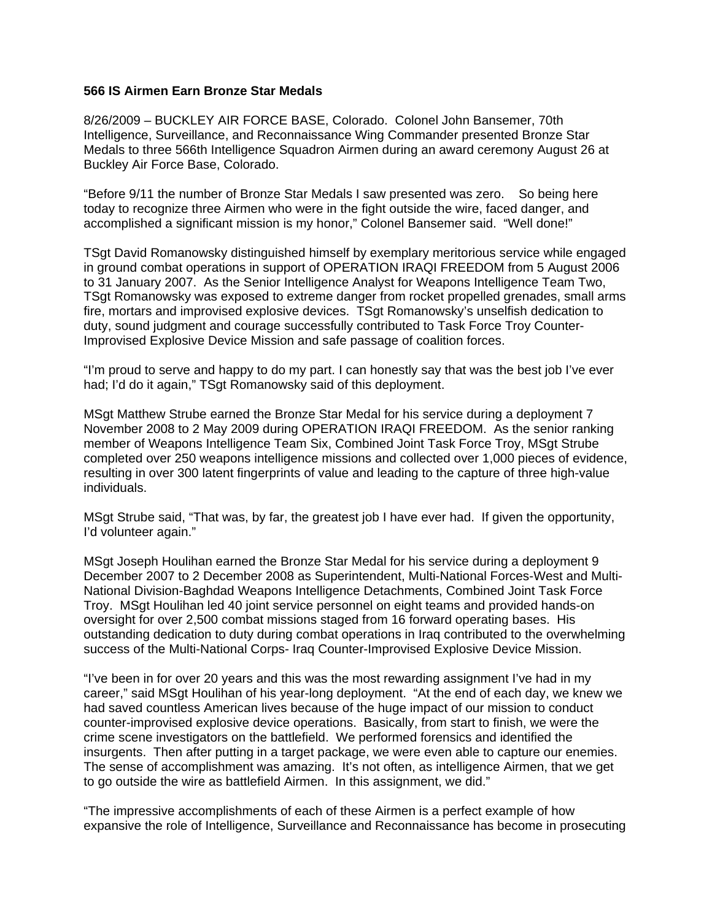**566 IS Airmen Earn Bronze Star Medals**

8/26/2009 – BUCKLEY AIR FORCE BASE, Colorado. Colonel John Bansemer, 70th Intelligence, Surveillance, and Reconnaissance Wing Commander presented Bronze Star Medals to three 566th Intelligence Squadron Airmen during an award ceremony August 26 at Buckley Air Force Base, Colorado.

"Before 9/11 the number of Bronze Star Medals I saw presented was zero. So being here today to recognize three Airmen who were in the fight outside the wire, faced danger, and accomplished a significant mission is my honor," Colonel Bansemer said. "Well done!"

TSgt David Romanowsky distinguished himself by exemplary meritorious service while engaged in ground combat operations in support of OPERATION IRAQI FREEDOM from 5 August 2006 to 31 January 2007. As the Senior Intelligence Analyst for Weapons Intelligence Team Two, TSgt Romanowsky was exposed to extreme danger from rocket propelled grenades, small arms fire, mortars and improvised explosive devices. TSgt Romanowsky's unselfish dedication to duty, sound judgment and courage successfully contributed to Task Force Troy Counter-Improvised Explosive Device Mission and safe passage of coalition forces.

"I'm proud to serve and happy to do my part. I can honestly say that was the best job I've ever had; I'd do it again," TSgt Romanowsky said of this deployment.

MSgt Matthew Strube earned the Bronze Star Medal for his service during a deployment 7 November 2008 to 2 May 2009 during OPERATION IRAQI FREEDOM. As the senior ranking member of Weapons Intelligence Team Six, Combined Joint Task Force Troy, MSgt Strube completed over 250 weapons intelligence missions and collected over 1,000 pieces of evidence, resulting in over 300 latent fingerprints of value and leading to the capture of three high-value individuals.

MSgt Strube said, "That was, by far, the greatest job I have ever had. If given the opportunity, I'd volunteer again."

MSgt Joseph Houlihan earned the Bronze Star Medal for his service during a deployment 9 December 2007 to 2 December 2008 as Superintendent, Multi-National Forces-West and Multi-National Division-Baghdad Weapons Intelligence Detachments, Combined Joint Task Force Troy. MSgt Houlihan led 40 joint service personnel on eight teams and provided hands-on oversight for over 2,500 combat missions staged from 16 forward operating bases. His outstanding dedication to duty during combat operations in Iraq contributed to the overwhelming success of the Multi-National Corps- Iraq Counter-Improvised Explosive Device Mission.

"I've been in for over 20 years and this was the most rewarding assignment I've had in my career," said MSgt Houlihan of his year-long deployment. "At the end of each day, we knew we had saved countless American lives because of the huge impact of our mission to conduct counter-improvised explosive device operations. Basically, from start to finish, we were the crime scene investigators on the battlefield. We performed forensics and identified the insurgents. Then after putting in a target package, we were even able to capture our enemies. The sense of accomplishment was amazing. It's not often, as intelligence Airmen, that we get to go outside the wire as battlefield Airmen. In this assignment, we did."

"The impressive accomplishments of each of these Airmen is a perfect example of how expansive the role of Intelligence, Surveillance and Reconnaissance has become in prosecuting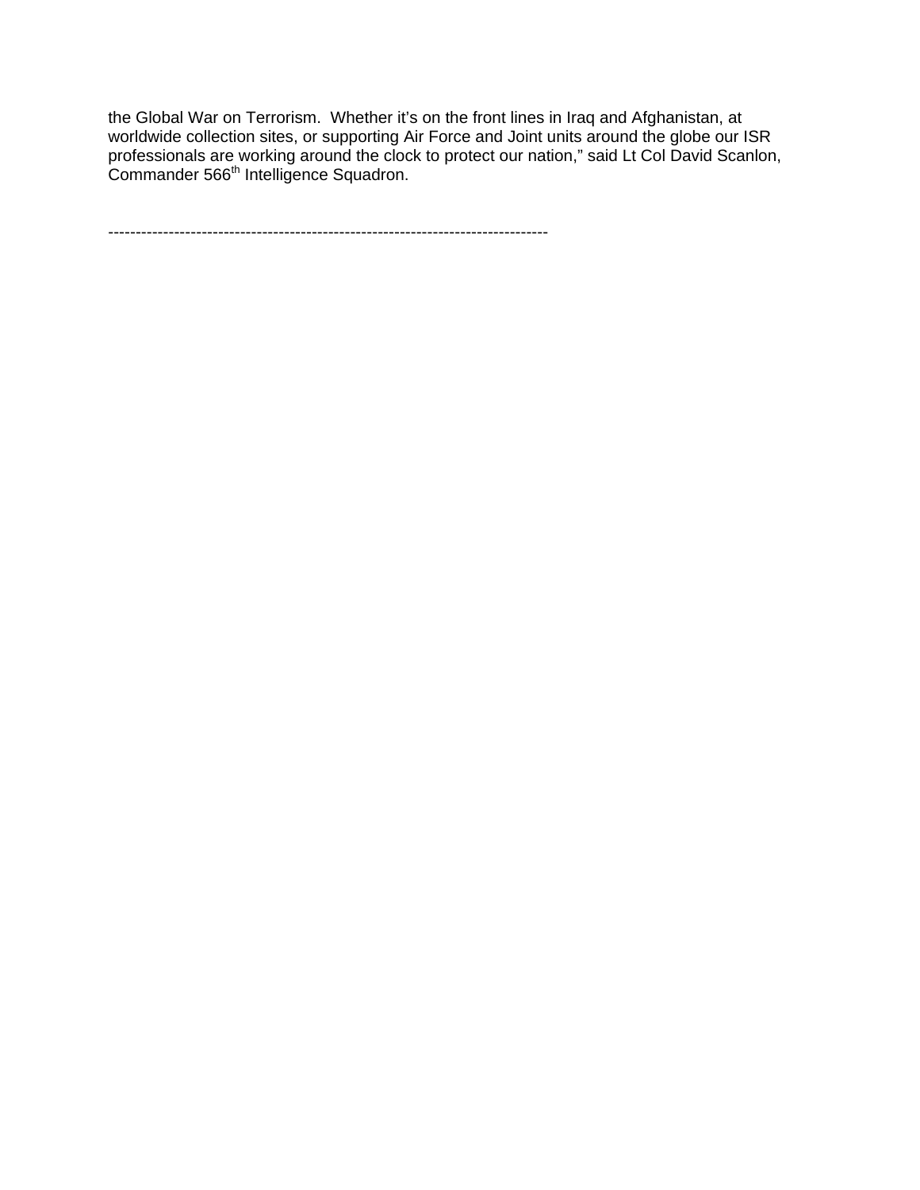the Global War on Terrorism. Whether it's on the front lines in Iraq and Afghanistan, at worldwide collection sites, or supporting Air Force and Joint units around the globe our ISR professionals are working around the clock to protect our nation," said Lt Col David Scanlon, Commander 566th Intelligence Squadron.

--------------------------------------------------------------------------------